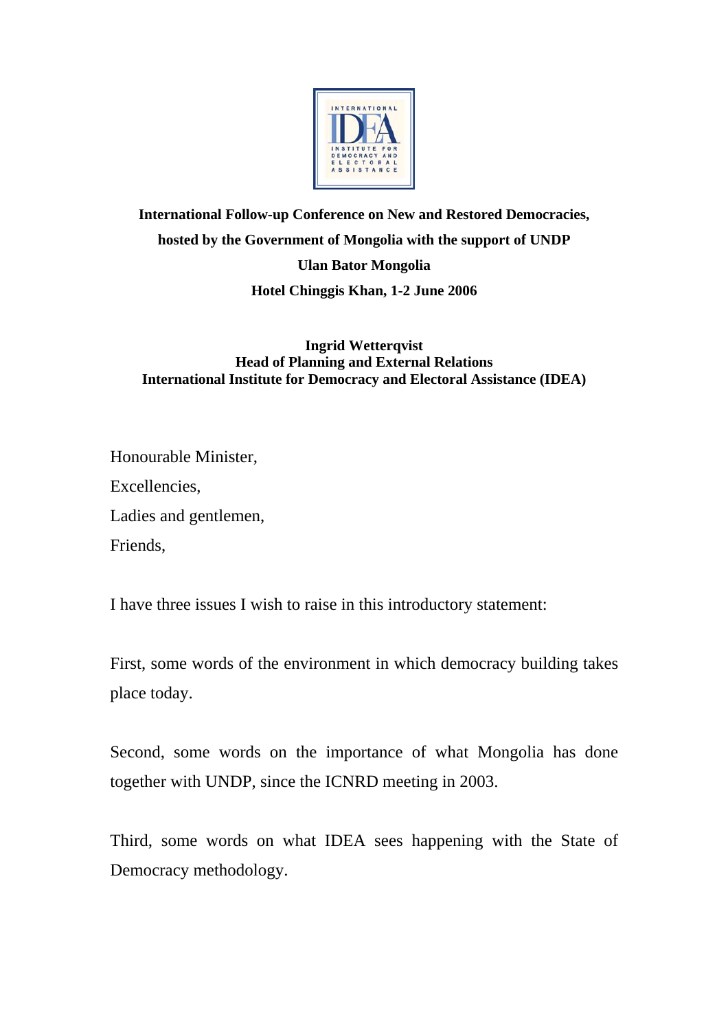**International Follow-up Conference on New and Restored Democracies,**

**hosted by the Government of Mongolia with the support of UNDP**

**Ulan Bator Mongolia**

**Hotel Chinggis Khan, 1-2 June 2006**

**Ingrid Wetterqvist**
**Head of Planning and External Relations**
**International Institute for Democracy and Electoral Assistance (IDEA)**

Honourable Minister,

Excellencies,

Ladies and gentlemen,

Friends,

I have three issues I wish to raise in this introductory statement:

First, some words of the environment in which democracy building takes place today.

Second, some words on the importance of what Mongolia has done together with UNDP, since the ICNRD meeting in 2003.

Third, some words on what IDEA sees happening with the State of Democracy methodology.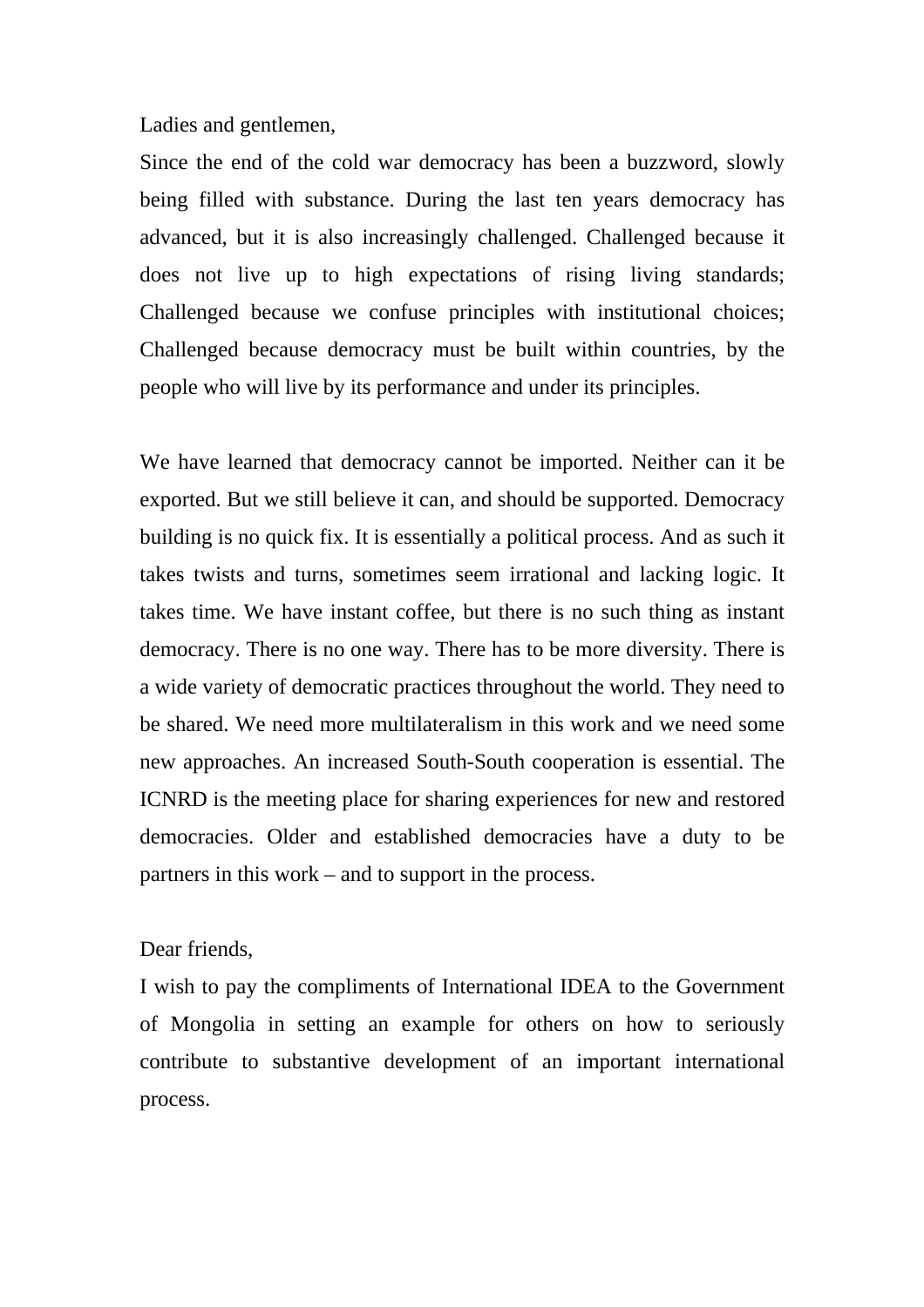Ladies and gentlemen,

Since the end of the cold war democracy has been a buzzword, slowly being filled with substance. During the last ten years democracy has advanced, but it is also increasingly challenged. Challenged because it does not live up to high expectations of rising living standards; Challenged because we confuse principles with institutional choices; Challenged because democracy must be built within countries, by the people who will live by its performance and under its principles.

We have learned that democracy cannot be imported. Neither can it be exported. But we still believe it can, and should be supported. Democracy building is no quick fix. It is essentially a political process. And as such it takes twists and turns, sometimes seem irrational and lacking logic. It takes time. We have instant coffee, but there is no such thing as instant democracy. There is no one way. There has to be more diversity. There is a wide variety of democratic practices throughout the world. They need to be shared. We need more multilateralism in this work and we need some new approaches. An increased South-South cooperation is essential. The ICNRD is the meeting place for sharing experiences for new and restored democracies. Older and established democracies have a duty to be partners in this work – and to support in the process.

Dear friends,

I wish to pay the compliments of International IDEA to the Government of Mongolia in setting an example for others on how to seriously contribute to substantive development of an important international process.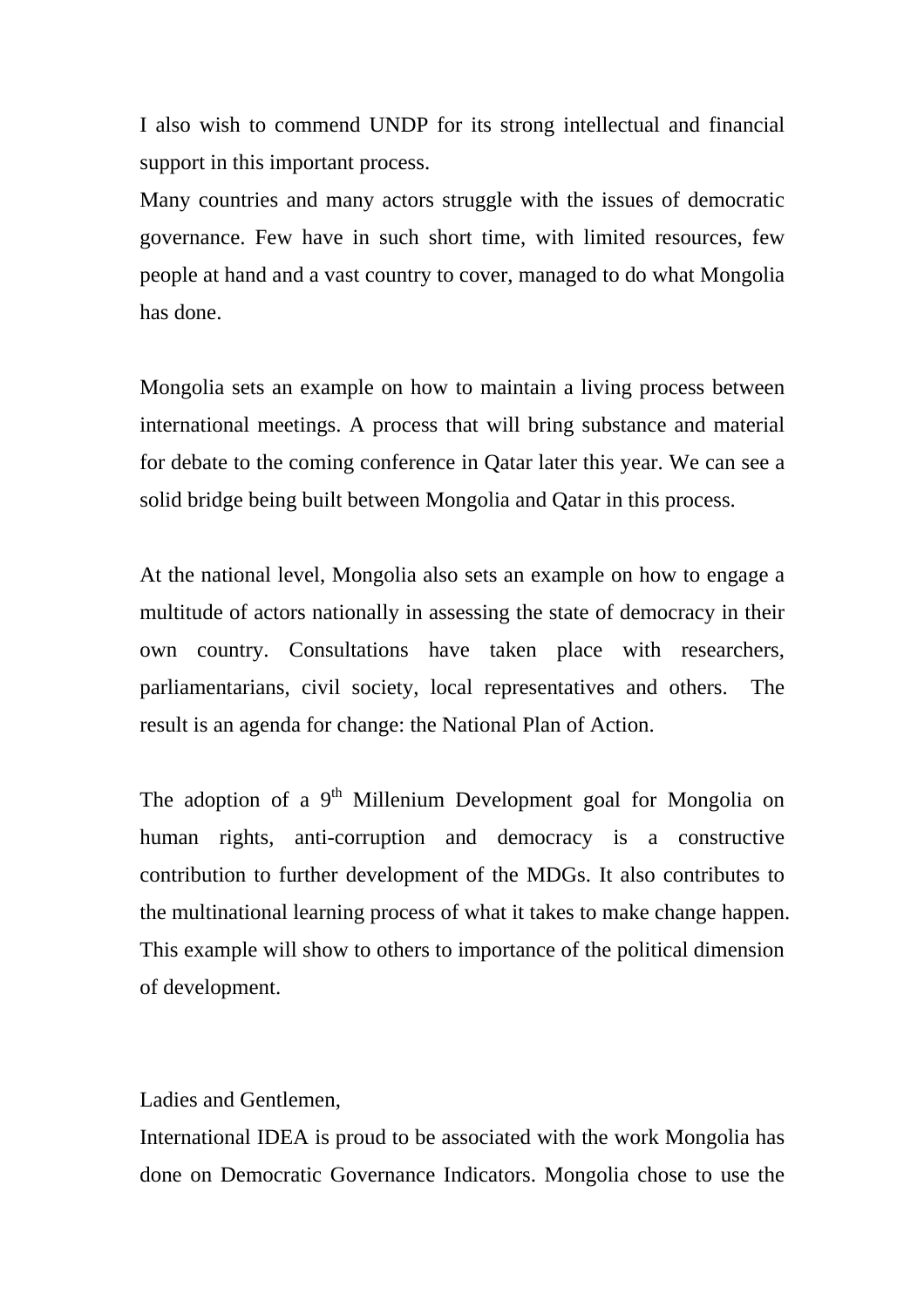I also wish to commend UNDP for its strong intellectual and financial support in this important process.

Many countries and many actors struggle with the issues of democratic governance. Few have in such short time, with limited resources, few people at hand and a vast country to cover, managed to do what Mongolia has done.

Mongolia sets an example on how to maintain a living process between international meetings. A process that will bring substance and material for debate to the coming conference in Qatar later this year. We can see a solid bridge being built between Mongolia and Qatar in this process.

At the national level, Mongolia also sets an example on how to engage a multitude of actors nationally in assessing the state of democracy in their own country. Consultations have taken place with researchers, parliamentarians, civil society, local representatives and others. The result is an agenda for change: the National Plan of Action.

The adoption of a 9th Millenium Development goal for Mongolia on human rights, anti-corruption and democracy is a constructive contribution to further development of the MDGs. It also contributes to the multinational learning process of what it takes to make change happen. This example will show to others to importance of the political dimension of development.

Ladies and Gentlemen,

International IDEA is proud to be associated with the work Mongolia has done on Democratic Governance Indicators. Mongolia chose to use the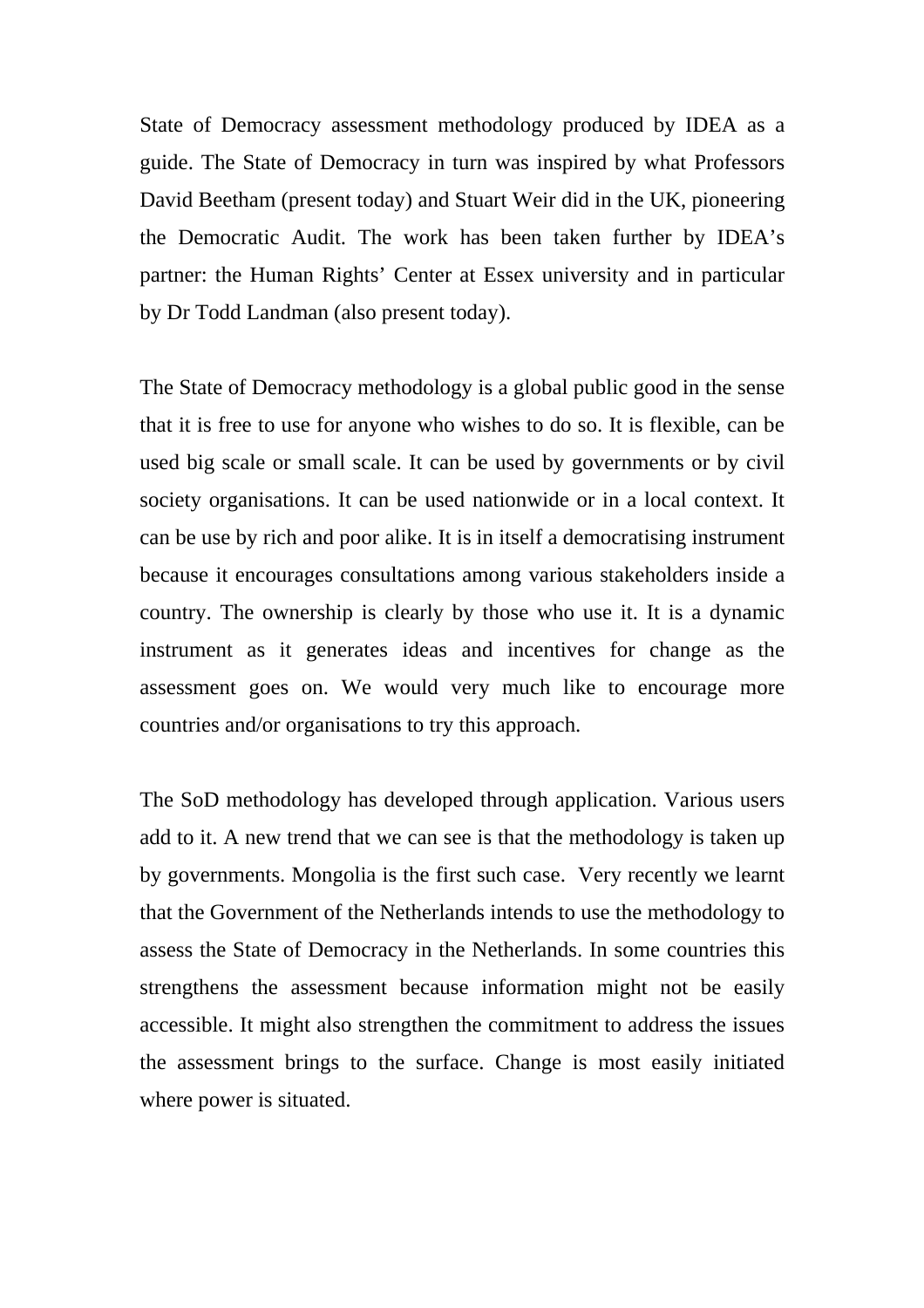State of Democracy assessment methodology produced by IDEA as a guide. The State of Democracy in turn was inspired by what Professors David Beetham (present today) and Stuart Weir did in the UK, pioneering the Democratic Audit. The work has been taken further by IDEA's partner: the Human Rights' Center at Essex university and in particular by Dr Todd Landman (also present today).

The State of Democracy methodology is a global public good in the sense that it is free to use for anyone who wishes to do so. It is flexible, can be used big scale or small scale. It can be used by governments or by civil society organisations. It can be used nationwide or in a local context. It can be use by rich and poor alike. It is in itself a democratising instrument because it encourages consultations among various stakeholders inside a country. The ownership is clearly by those who use it. It is a dynamic instrument as it generates ideas and incentives for change as the assessment goes on. We would very much like to encourage more countries and/or organisations to try this approach.

The SoD methodology has developed through application. Various users add to it. A new trend that we can see is that the methodology is taken up by governments. Mongolia is the first such case. Very recently we learnt that the Government of the Netherlands intends to use the methodology to assess the State of Democracy in the Netherlands. In some countries this strengthens the assessment because information might not be easily accessible. It might also strengthen the commitment to address the issues the assessment brings to the surface. Change is most easily initiated where power is situated.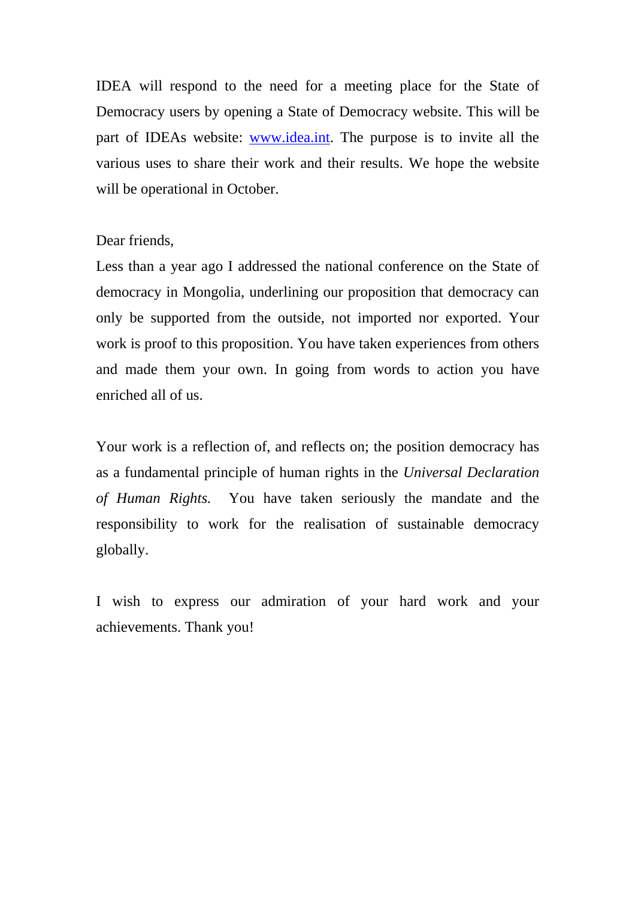IDEA will respond to the need for a meeting place for the State of Democracy users by opening a State of Democracy website. This will be part of IDEAs website: [www.idea.int](http://www.idea.int). The purpose is to invite all the various uses to share their work and their results. We hope the website will be operational in October.

Dear friends,

Less than a year ago I addressed the national conference on the State of democracy in Mongolia, underlining our proposition that democracy can only be supported from the outside, not imported nor exported. Your work is proof to this proposition. You have taken experiences from others and made them your own. In going from words to action you have enriched all of us.

Your work is a reflection of, and reflects on; the position democracy has as a fundamental principle of human rights in the *Universal Declaration of Human Rights.* You have taken seriously the mandate and the responsibility to work for the realisation of sustainable democracy globally.

I wish to express our admiration of your hard work and your achievements. Thank you!